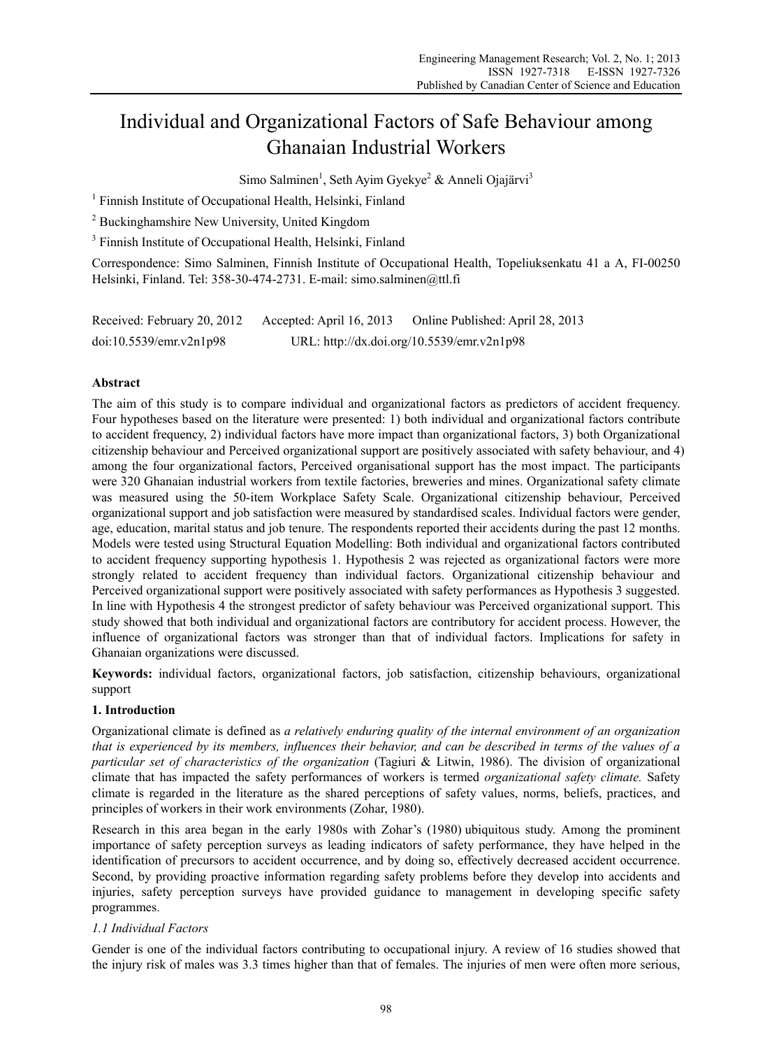# Individual and Organizational Factors of Safe Behaviour among Ghanaian Industrial Workers

Simo Salminen[1], Seth Ayim Gyekye[2] & Anneli Ojajärvi[3]

[1] Finnish Institute of Occupational Health, Helsinki, Finland

[2] Buckinghamshire New University, United Kingdom

[3] Finnish Institute of Occupational Health, Helsinki, Finland

Correspondence: Simo Salminen, Finnish Institute of Occupational Health, Topeliuksenkatu 41 a A, FI-00250 Helsinki, Finland. Tel: 358-30-474-2731. E-mail: simo.salminen@ttl.fi

Received: February 20, 2012 Accepted: April 16, 2013 Online Published: April 28, 2013

doi:10.5539/emr.v2n1p98 URL: http://dx.doi.org/10.5539/emr.v2n1p98

## Abstract

The aim of this study is to compare individual and organizational factors as predictors of accident frequency. Four hypotheses based on the literature were presented: 1) both individual and organizational factors contribute to accident frequency, 2) individual factors have more impact than organizational factors, 3) both Organizational citizenship behaviour and Perceived organizational support are positively associated with safety behaviour, and 4) among the four organizational factors, Perceived organisational support has the most impact. The participants were 320 Ghanaian industrial workers from textile factories, breweries and mines. Organizational safety climate was measured using the 50-item Workplace Safety Scale. Organizational citizenship behaviour, Perceived organizational support and job satisfaction were measured by standardised scales. Individual factors were gender, age, education, marital status and job tenure. The respondents reported their accidents during the past 12 months. Models were tested using Structural Equation Modelling: Both individual and organizational factors contributed to accident frequency supporting hypothesis 1. Hypothesis 2 was rejected as organizational factors were more strongly related to accident frequency than individual factors. Organizational citizenship behaviour and Perceived organizational support were positively associated with safety performances as Hypothesis 3 suggested. In line with Hypothesis 4 the strongest predictor of safety behaviour was Perceived organizational support. This study showed that both individual and organizational factors are contributory for accident process. However, the influence of organizational factors was stronger than that of individual factors. Implications for safety in Ghanaian organizations were discussed.

**Keywords:** individual factors, organizational factors, job satisfaction, citizenship behaviours, organizational support

## 1. Introduction

Organizational climate is defined as *a relatively enduring quality of the internal environment of an organization that is experienced by its members, influences their behavior, and can be described in terms of the values of a particular set of characteristics of the organization* (Tagiuri & Litwin, 1986). The division of organizational climate that has impacted the safety performances of workers is termed *organizational safety climate.* Safety climate is regarded in the literature as the shared perceptions of safety values, norms, beliefs, practices, and principles of workers in their work environments (Zohar, 1980).

Research in this area began in the early 1980s with Zohar's (1980) ubiquitous study. Among the prominent importance of safety perception surveys as leading indicators of safety performance, they have helped in the identification of precursors to accident occurrence, and by doing so, effectively decreased accident occurrence. Second, by providing proactive information regarding safety problems before they develop into accidents and injuries, safety perception surveys have provided guidance to management in developing specific safety programmes.

### *1.1 Individual Factors*

Gender is one of the individual factors contributing to occupational injury. A review of 16 studies showed that the injury risk of males was 3.3 times higher than that of females. The injuries of men were often more serious,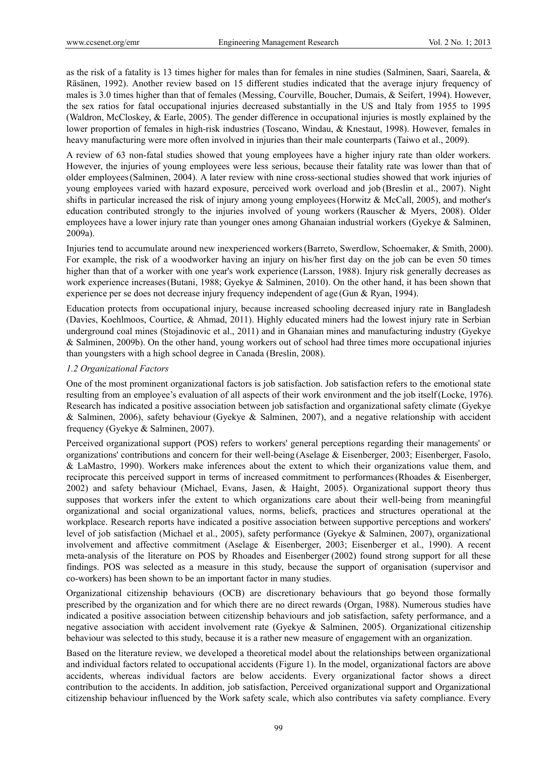as the risk of a fatality is 13 times higher for males than for females in nine studies (Salminen, Saari, Saarela, & Räsänen, 1992). Another review based on 15 different studies indicated that the average injury frequency of males is 3.0 times higher than that of females (Messing, Courville, Boucher, Dumais, & Seifert, 1994). However, the sex ratios for fatal occupational injuries decreased substantially in the US and Italy from 1955 to 1995 (Waldron, McCloskey, & Earle, 2005). The gender difference in occupational injuries is mostly explained by the lower proportion of females in high-risk industries (Toscano, Windau, & Knestaut, 1998). However, females in heavy manufacturing were more often involved in injuries than their male counterparts (Taiwo et al., 2009).

A review of 63 non-fatal studies showed that young employees have a higher injury rate than older workers. However, the injuries of young employees were less serious, because their fatality rate was lower than that of older employees (Salminen, 2004). A later review with nine cross-sectional studies showed that work injuries of young employees varied with hazard exposure, perceived work overload and job (Breslin et al., 2007). Night shifts in particular increased the risk of injury among young employees (Horwitz & McCall, 2005), and mother's education contributed strongly to the injuries involved of young workers (Rauscher & Myers, 2008). Older employees have a lower injury rate than younger ones among Ghanaian industrial workers (Gyekye & Salminen, 2009a).

Injuries tend to accumulate around new inexperienced workers (Barreto, Swerdlow, Schoemaker, & Smith, 2000). For example, the risk of a woodworker having an injury on his/her first day on the job can be even 50 times higher than that of a worker with one year's work experience (Larsson, 1988). Injury risk generally decreases as work experience increases (Butani, 1988; Gyekye & Salminen, 2010). On the other hand, it has been shown that experience per se does not decrease injury frequency independent of age (Gun & Ryan, 1994).

Education protects from occupational injury, because increased schooling decreased injury rate in Bangladesh (Davies, Koehlmoos, Courtice, & Ahmad, 2011). Highly educated miners had the lowest injury rate in Serbian underground coal mines (Stojadinovic et al., 2011) and in Ghanaian mines and manufacturing industry (Gyekye & Salminen, 2009b). On the other hand, young workers out of school had three times more occupational injuries than youngsters with a high school degree in Canada (Breslin, 2008).

### *1.2 Organizational Factors*

One of the most prominent organizational factors is job satisfaction. Job satisfaction refers to the emotional state resulting from an employee's evaluation of all aspects of their work environment and the job itself (Locke, 1976). Research has indicated a positive association between job satisfaction and organizational safety climate (Gyekye & Salminen, 2006), safety behaviour (Gyekye & Salminen, 2007), and a negative relationship with accident frequency (Gyekye & Salminen, 2007).

Perceived organizational support (POS) refers to workers' general perceptions regarding their managements' or organizations' contributions and concern for their well-being (Aselage & Eisenberger, 2003; Eisenberger, Fasolo, & LaMastro, 1990). Workers make inferences about the extent to which their organizations value them, and reciprocate this perceived support in terms of increased commitment to performances (Rhoades & Eisenberger, 2002) and safety behaviour (Michael, Evans, Jasen, & Haight, 2005). Organizational support theory thus supposes that workers infer the extent to which organizations care about their well-being from meaningful organizational and social organizational values, norms, beliefs, practices and structures operational at the workplace. Research reports have indicated a positive association between supportive perceptions and workers' level of job satisfaction (Michael et al., 2005), safety performance (Gyekye & Salminen, 2007), organizational involvement and affective commitment (Aselage & Eisenberger, 2003; Eisenberger et al., 1990). A recent meta-analysis of the literature on POS by Rhoades and Eisenberger (2002) found strong support for all these findings. POS was selected as a measure in this study, because the support of organisation (supervisor and co-workers) has been shown to be an important factor in many studies.

Organizational citizenship behaviours (OCB) are discretionary behaviours that go beyond those formally prescribed by the organization and for which there are no direct rewards (Organ, 1988). Numerous studies have indicated a positive association between citizenship behaviours and job satisfaction, safety performance, and a negative association with accident involvement rate (Gyekye & Salminen, 2005). Organizational citizenship behaviour was selected to this study, because it is a rather new measure of engagement with an organization.

Based on the literature review, we developed a theoretical model about the relationships between organizational and individual factors related to occupational accidents (Figure 1). In the model, organizational factors are above accidents, whereas individual factors are below accidents. Every organizational factor shows a direct contribution to the accidents. In addition, job satisfaction, Perceived organizational support and Organizational citizenship behaviour influenced by the Work safety scale, which also contributes via safety compliance. Every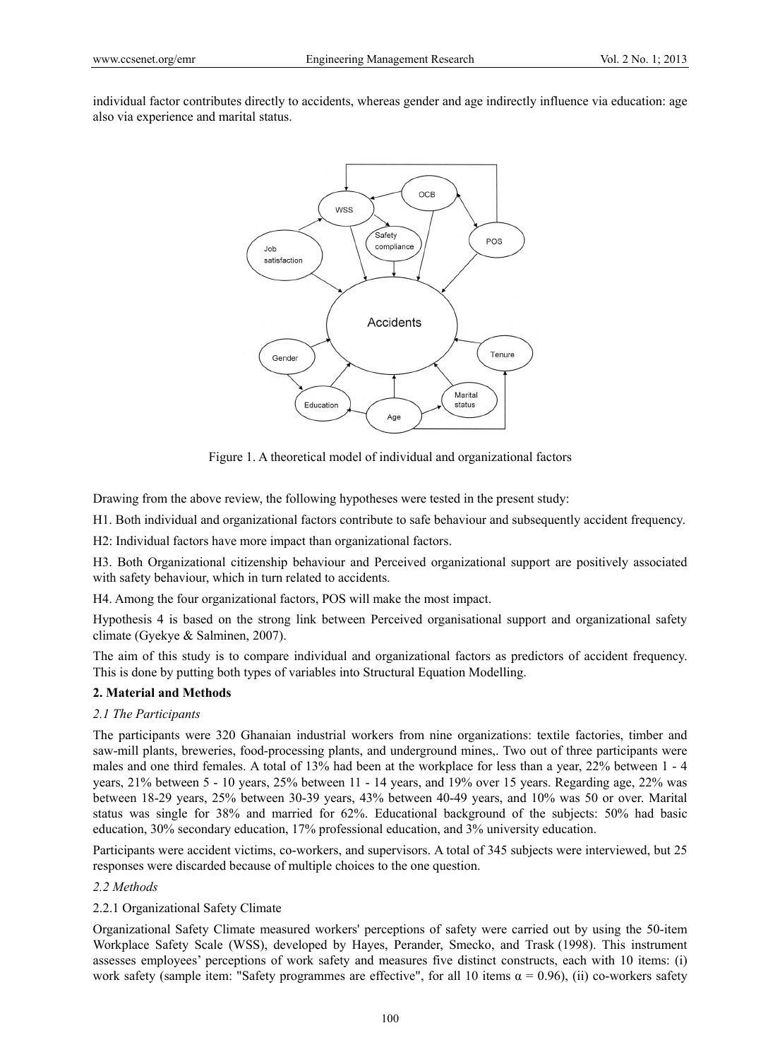individual factor contributes directly to accidents, whereas gender and age indirectly influence via education: age also via experience and marital status.

Figure 1. A theoretical model of individual and organizational factors

Drawing from the above review, the following hypotheses were tested in the present study:

H1. Both individual and organizational factors contribute to safe behaviour and subsequently accident frequency.

H2: Individual factors have more impact than organizational factors.

H3. Both Organizational citizenship behaviour and Perceived organizational support are positively associated with safety behaviour, which in turn related to accidents.

H4. Among the four organizational factors, POS will make the most impact.

Hypothesis 4 is based on the strong link between Perceived organisational support and organizational safety climate (Gyekye & Salminen, 2007).

The aim of this study is to compare individual and organizational factors as predictors of accident frequency. This is done by putting both types of variables into Structural Equation Modelling.

## 2. Material and Methods

### *2.1 The Participants*

The participants were 320 Ghanaian industrial workers from nine organizations: textile factories, timber and saw-mill plants, breweries, food-processing plants, and underground mines,. Two out of three participants were males and one third females. A total of 13% had been at the workplace for less than a year, 22% between 1 - 4 years, 21% between 5 - 10 years, 25% between 11 - 14 years, and 19% over 15 years. Regarding age, 22% was between 18-29 years, 25% between 30-39 years, 43% between 40-49 years, and 10% was 50 or over. Marital status was single for 38% and married for 62%. Educational background of the subjects: 50% had basic education, 30% secondary education, 17% professional education, and 3% university education.

Participants were accident victims, co-workers, and supervisors. A total of 345 subjects were interviewed, but 25 responses were discarded because of multiple choices to the one question.

### *2.2 Methods*

#### 2.2.1 Organizational Safety Climate

Organizational Safety Climate measured workers' perceptions of safety were carried out by using the 50-item Workplace Safety Scale (WSS), developed by Hayes, Perander, Smecko, and Trask (1998). This instrument assesses employees' perceptions of work safety and measures five distinct constructs, each with 10 items: (i) work safety (sample item: "Safety programmes are effective", for all 10 items $\alpha = 0.96$), (ii) co-workers safety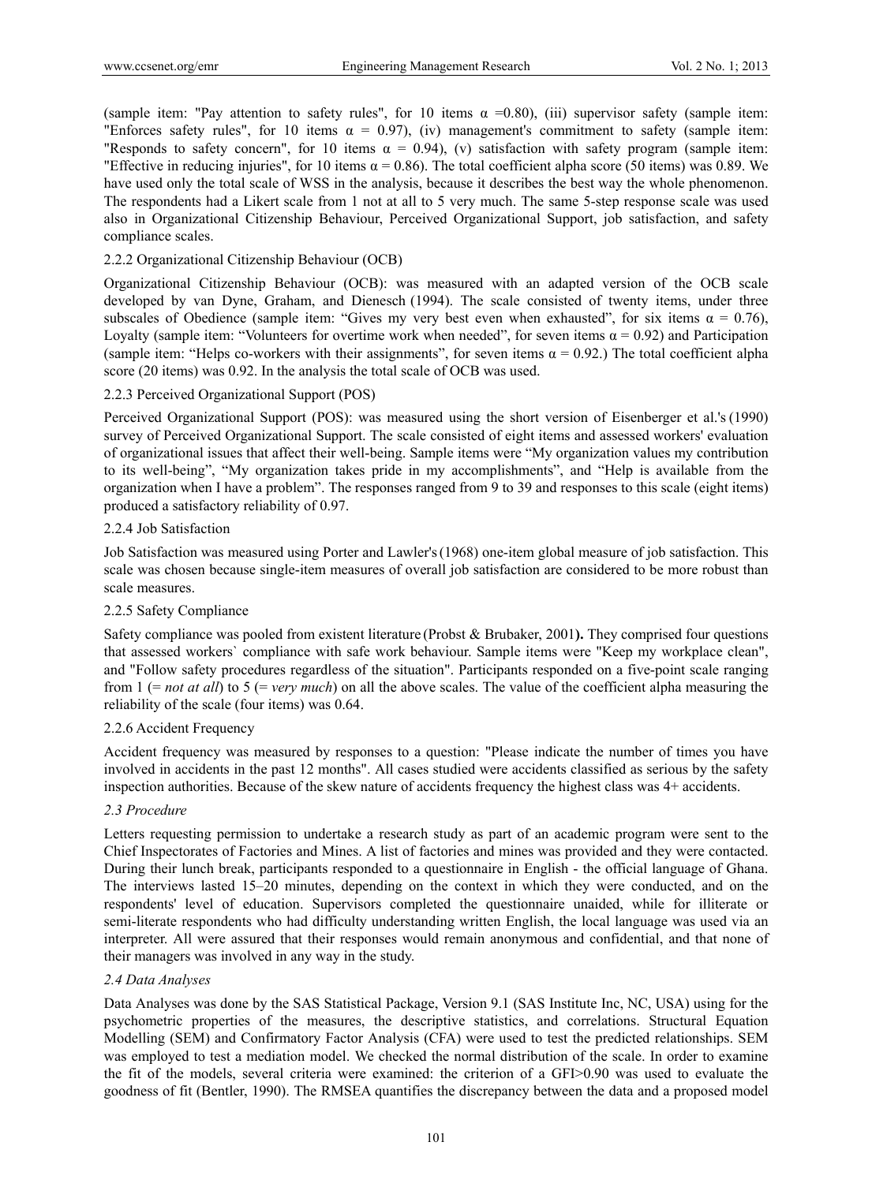(sample item: "Pay attention to safety rules", for 10 items $\alpha$ =0.80), (iii) supervisor safety (sample item: "Enforces safety rules", for 10 items $\alpha$ = 0.97), (iv) management's commitment to safety (sample item: "Responds to safety concern", for 10 items $\alpha$ = 0.94), (v) satisfaction with safety program (sample item: "Effective in reducing injuries", for 10 items $\alpha$ = 0.86). The total coefficient alpha score (50 items) was 0.89. We have used only the total scale of WSS in the analysis, because it describes the best way the whole phenomenon. The respondents had a Likert scale from 1 not at all to 5 very much. The same 5-step response scale was used also in Organizational Citizenship Behaviour, Perceived Organizational Support, job satisfaction, and safety compliance scales.

#### 2.2.2 Organizational Citizenship Behaviour (OCB)

Organizational Citizenship Behaviour (OCB): was measured with an adapted version of the OCB scale developed by van Dyne, Graham, and Dienesch (1994). The scale consisted of twenty items, under three subscales of Obedience (sample item: "Gives my very best even when exhausted", for six items $\alpha$ = 0.76), Loyalty (sample item: "Volunteers for overtime work when needed", for seven items $\alpha$ = 0.92) and Participation (sample item: "Helps co-workers with their assignments", for seven items $\alpha$ = 0.92.) The total coefficient alpha score (20 items) was 0.92. In the analysis the total scale of OCB was used.

#### 2.2.3 Perceived Organizational Support (POS)

Perceived Organizational Support (POS): was measured using the short version of Eisenberger et al.'s (1990) survey of Perceived Organizational Support. The scale consisted of eight items and assessed workers' evaluation of organizational issues that affect their well-being. Sample items were "My organization values my contribution to its well-being", "My organization takes pride in my accomplishments", and "Help is available from the organization when I have a problem". The responses ranged from 9 to 39 and responses to this scale (eight items) produced a satisfactory reliability of 0.97.

#### 2.2.4 Job Satisfaction

Job Satisfaction was measured using Porter and Lawler's (1968) one-item global measure of job satisfaction. This scale was chosen because single-item measures of overall job satisfaction are considered to be more robust than scale measures.

#### 2.2.5 Safety Compliance

Safety compliance was pooled from existent literature (Probst & Brubaker, 2001**).** They comprised four questions that assessed workers` compliance with safe work behaviour. Sample items were "Keep my workplace clean", and "Follow safety procedures regardless of the situation". Participants responded on a five-point scale ranging from 1 (= *not at all*) to 5 (= *very much*) on all the above scales. The value of the coefficient alpha measuring the reliability of the scale (four items) was 0.64.

#### 2.2.6 Accident Frequency

Accident frequency was measured by responses to a question: "Please indicate the number of times you have involved in accidents in the past 12 months". All cases studied were accidents classified as serious by the safety inspection authorities. Because of the skew nature of accidents frequency the highest class was 4+ accidents.

### *2.3 Procedure*

Letters requesting permission to undertake a research study as part of an academic program were sent to the Chief Inspectorates of Factories and Mines. A list of factories and mines was provided and they were contacted. During their lunch break, participants responded to a questionnaire in English - the official language of Ghana. The interviews lasted 15–20 minutes, depending on the context in which they were conducted, and on the respondents' level of education. Supervisors completed the questionnaire unaided, while for illiterate or semi-literate respondents who had difficulty understanding written English, the local language was used via an interpreter. All were assured that their responses would remain anonymous and confidential, and that none of their managers was involved in any way in the study.

### *2.4 Data Analyses*

Data Analyses was done by the SAS Statistical Package, Version 9.1 (SAS Institute Inc, NC, USA) using for the psychometric properties of the measures, the descriptive statistics, and correlations. Structural Equation Modelling (SEM) and Confirmatory Factor Analysis (CFA) were used to test the predicted relationships. SEM was employed to test a mediation model. We checked the normal distribution of the scale. In order to examine the fit of the models, several criteria were examined: the criterion of a GFI>0.90 was used to evaluate the goodness of fit (Bentler, 1990). The RMSEA quantifies the discrepancy between the data and a proposed model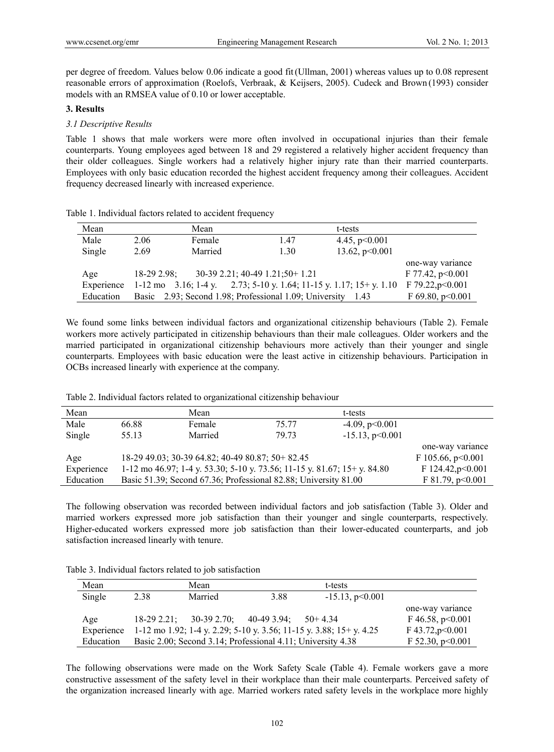per degree of freedom. Values below 0.06 indicate a good fit (Ullman, 2001) whereas values up to 0.08 represent reasonable errors of approximation (Roelofs, Verbraak, & Keijsers, 2005). Cudeck and Brown (1993) consider models with an RMSEA value of 0.10 or lower acceptable.

## 3. Results

### *3.1 Descriptive Results*

Table 1 shows that male workers were more often involved in occupational injuries than their female counterparts. Young employees aged between 18 and 29 registered a relatively higher accident frequency than their older colleagues. Single workers had a relatively higher injury rate than their married counterparts. Employees with only basic education recorded the highest accident frequency among their colleagues. Accident frequency decreased linearly with increased experience.

Table 1. Individual factors related to accident frequency

| Mean | | Mean | | t-tests | |
|---|---|---|---|---|---|
| Male | 2.06 | Female | 1.47 | 4.45, $p<0.001$ | |
| Single | 2.69 | Married | 1.30 | 13.62, $p<0.001$ | |
| | | | | | one-way variance |
| Age | 18-29 2.98; 30-39 2.21; 40-49 1.21; 50+ 1.21 | | | | F 77.42, $p<0.001$ |
| Experience | 1-12 mo 3.16; 1-4 y. 2.73; 5-10 y. 1.64; 11-15 y. 1.17; 15+ y. 1.10 | | | | F 79.22, $p<0.001$ |
| Education | Basic 2.93; Second 1.98; Professional 1.09; University 1.43 | | | | F 69.80, $p<0.001$ |

We found some links between individual factors and organizational citizenship behaviours (Table 2). Female workers more actively participated in citizenship behaviours than their male colleagues. Older workers and the married participated in organizational citizenship behaviours more actively than their younger and single counterparts. Employees with basic education were the least active in citizenship behaviours. Participation in OCBs increased linearly with experience at the company.

Table 2. Individual factors related to organizational citizenship behaviour

| Mean | | Mean | | t-tests | |
|---|---|---|---|---|---|
| Male | 66.88 | Female | 75.77 | -4.09, $p<0.001$ | |
| Single | 55.13 | Married | 79.73 | -15.13, $p<0.001$ | |
| | | | | | one-way variance |
| Age | 18-29 49.03; 30-39 64.82; 40-49 80.87; 50+ 82.45 | | | | F 105.66, $p<0.001$ |
| Experience | 1-12 mo 46.97; 1-4 y. 53.30; 5-10 y. 73.56; 11-15 y. 81.67; 15+ y. 84.80 | | | | F 124.42, $p<0.001$ |
| Education | Basic 51.39; Second 67.36; Professional 82.88; University 81.00 | | | | F 81.79, $p<0.001$ |

The following observation was recorded between individual factors and job satisfaction (Table 3). Older and married workers expressed more job satisfaction than their younger and single counterparts, respectively. Higher-educated workers expressed more job satisfaction than their lower-educated counterparts, and job satisfaction increased linearly with tenure.

Table 3. Individual factors related to job satisfaction

| Mean | | Mean | | t-tests | |
|---|---|---|---|---|---|
| Single | 2.38 | Married | 3.88 | -15.13, $p<0.001$ | |
| | | | | | one-way variance |
| Age | 18-29 2.21; 30-39 2.70; 40-49 3.94; 50+ 4.34 | | | | F 46.58, $p<0.001$ |
| Experience | 1-12 mo 1.92; 1-4 y. 2.29; 5-10 y. 3.56; 11-15 y. 3.88; 15+ y. 4.25 | | | | F 43.72, $p<0.001$ |
| Education | Basic 2.00; Second 3.14; Professional 4.11; University 4.38 | | | | F 52.30, $p<0.001$ |

The following observations were made on the Work Safety Scale (Table 4). Female workers gave a more constructive assessment of the safety level in their workplace than their male counterparts. Perceived safety of the organization increased linearly with age. Married workers rated safety levels in the workplace more highly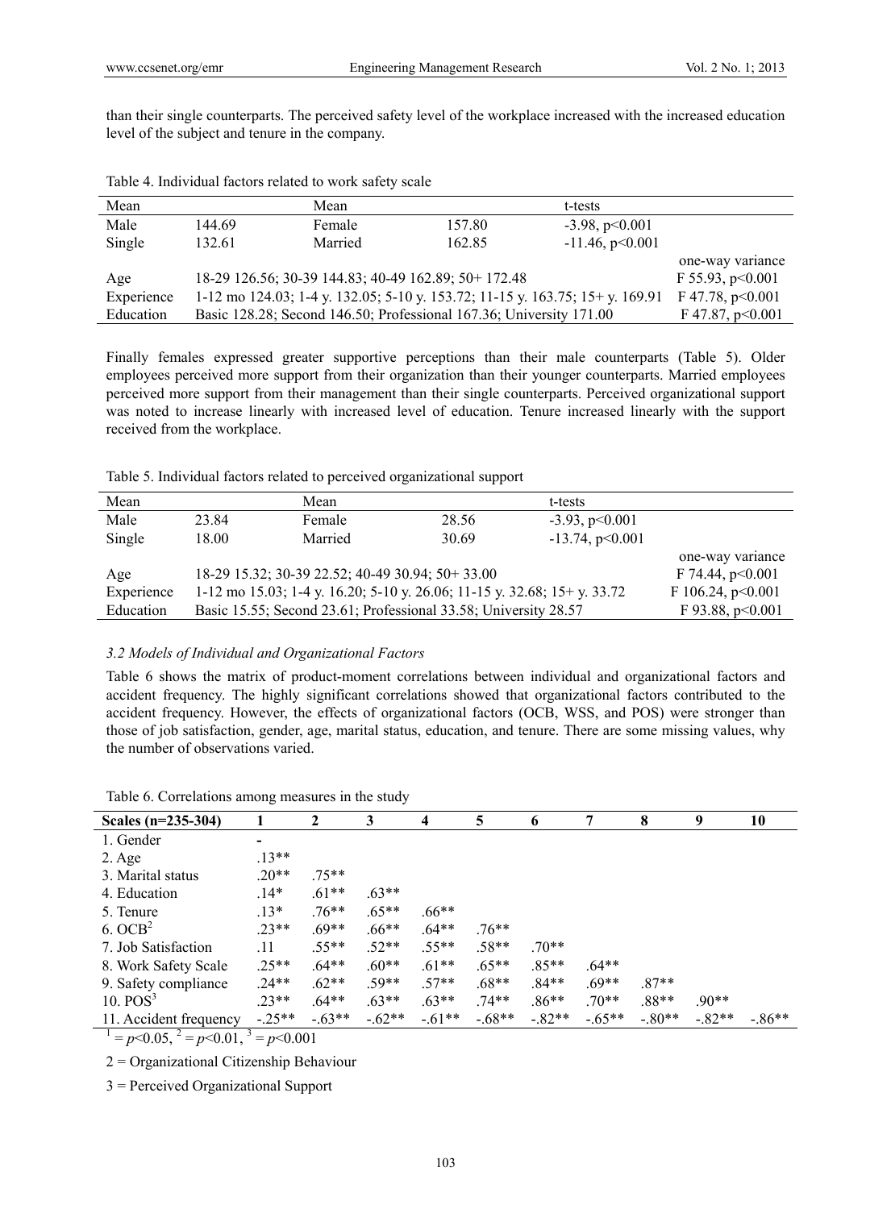than their single counterparts. The perceived safety level of the workplace increased with the increased education level of the subject and tenure in the company.

Table 4. Individual factors related to work safety scale

| Mean | | Mean | | t-tests | |
|---|---|---|---|---|---|
| Male | 144.69 | Female | 157.80 | -3.98, $p<0.001$ | |
| Single | 132.61 | Married | 162.85 | -11.46, $p<0.001$ | |
| | | | | | one-way variance |
| Age | 18-29 126.56; 30-39 144.83; 40-49 162.89; 50+ 172.48 | | | | F 55.93, $p<0.001$ |
| Experience | 1-12 mo 124.03; 1-4 y. 132.05; 5-10 y. 153.72; 11-15 y. 163.75; 15+ y. 169.91 | | | | F 47.78, $p<0.001$ |
| Education | Basic 128.28; Second 146.50; Professional 167.36; University 171.00 | | | | F 47.87, $p<0.001$ |

Finally females expressed greater supportive perceptions than their male counterparts (Table 5). Older employees perceived more support from their organization than their younger counterparts. Married employees perceived more support from their management than their single counterparts. Perceived organizational support was noted to increase linearly with increased level of education. Tenure increased linearly with the support received from the workplace.

Table 5. Individual factors related to perceived organizational support

| Mean | | Mean | | t-tests | |
|---|---|---|---|---|---|
| Male | 23.84 | Female | 28.56 | -3.93, $p<0.001$ | |
| Single | 18.00 | Married | 30.69 | -13.74, $p<0.001$ | |
| | | | | | one-way variance |
| Age | 18-29 15.32; 30-39 22.52; 40-49 30.94; 50+ 33.00 | | | | F 74.44, $p<0.001$ |
| Experience | 1-12 mo 15.03; 1-4 y. 16.20; 5-10 y. 26.06; 11-15 y. 32.68; 15+ y. 33.72 | | | | F 106.24, $p<0.001$ |
| Education | Basic 15.55; Second 23.61; Professional 33.58; University 28.57 | | | | F 93.88, $p<0.001$ |

### *3.2 Models of Individual and Organizational Factors*

Table 6 shows the matrix of product-moment correlations between individual and organizational factors and accident frequency. The highly significant correlations showed that organizational factors contributed to the accident frequency. However, the effects of organizational factors (OCB, WSS, and POS) were stronger than those of job satisfaction, gender, age, marital status, education, and tenure. There are some missing values, why the number of observations varied.

Table 6. Correlations among measures in the study

| Scales (n=235-304) | 1 | 2 | 3 | 4 | 5 | 6 | 7 | 8 | 9 | 10 |
|---|---|---|---|---|---|---|---|---|---|---|
| 1. Gender | - | | | | | | | | | |
| 2. Age | .13** | | | | | | | | | |
| 3. Marital status | .20** | .75** | | | | | | | | |
| 4. Education | .14* | .61** | .63** | | | | | | | |
| 5. Tenure | .13* | .76** | .65** | .66** | | | | | | |
| 6. OCB[2] | .23** | .69** | .66** | .64** | .76** | | | | | |
| 7. Job Satisfaction | .11 | .55** | .52** | .55** | .58** | .70** | | | | |
| 8. Work Safety Scale | .25** | .64** | .60** | .61** | .65** | .85** | .64** | | | |
| 9. Safety compliance | .24** | .62** | .59** | .57** | .68** | .84** | .69** | .87** | | |
| 10. POS[3] | .23** | .64** | .63** | .63** | .74** | .86** | .70** | .88** | .90** | |
| 11. Accident frequency | -.25** | -.63** | -.62** | -.61** | -.68** | -.82** | -.65** | -.80** | -.82** | -.86** |

[1] = $p<0.05$, [2] = $p<0.01$, [3] = $p<0.001$

2 = Organizational Citizenship Behaviour

3 = Perceived Organizational Support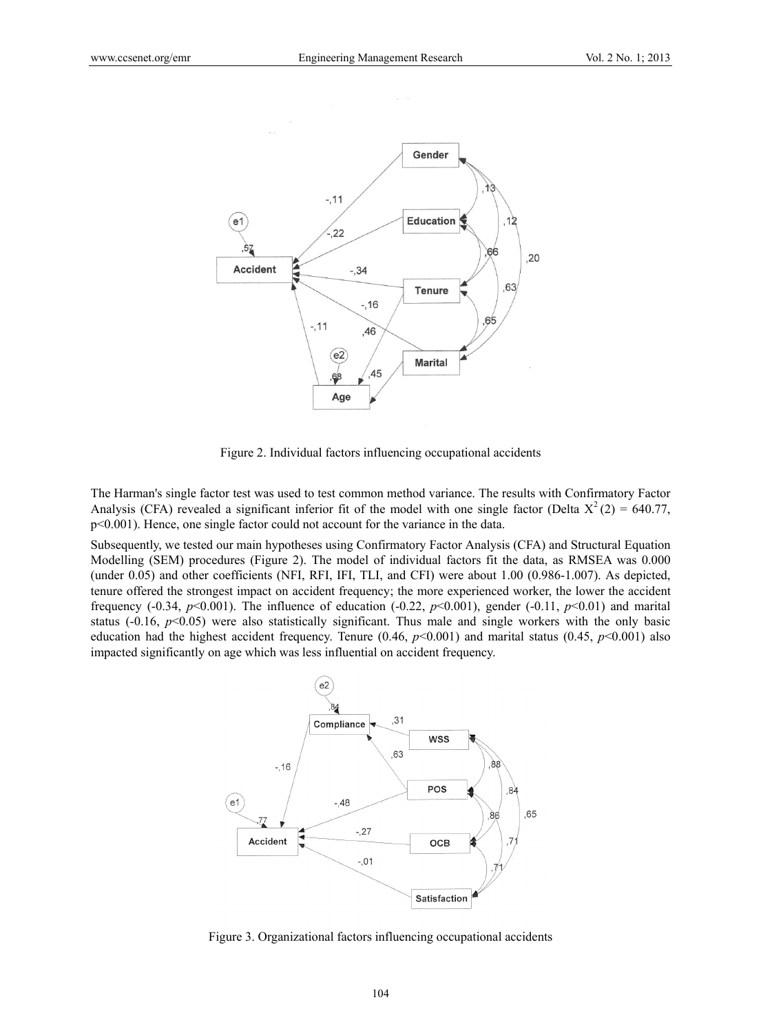Figure 2. Individual factors influencing occupational accidents

The Harman's single factor test was used to test common method variance. The results with Confirmatory Factor Analysis (CFA) revealed a significant inferior fit of the model with one single factor (Delta $X^2(2) = 640.77$, $p<0.001$). Hence, one single factor could not account for the variance in the data.

Subsequently, we tested our main hypotheses using Confirmatory Factor Analysis (CFA) and Structural Equation Modelling (SEM) procedures (Figure 2). The model of individual factors fit the data, as RMSEA was 0.000 (under 0.05) and other coefficients (NFI, RFI, IFI, TLI, and CFI) were about 1.00 (0.986-1.007). As depicted, tenure offered the strongest impact on accident frequency; the more experienced worker, the lower the accident frequency (-0.34, $p<0.001$). The influence of education (-0.22, $p<0.001$), gender (-0.11, $p<0.01$) and marital status (-0.16, $p<0.05$) were also statistically significant. Thus male and single workers with the only basic education had the highest accident frequency. Tenure (0.46, $p<0.001$) and marital status (0.45, $p<0.001$) also impacted significantly on age which was less influential on accident frequency.

Figure 3. Organizational factors influencing occupational accidents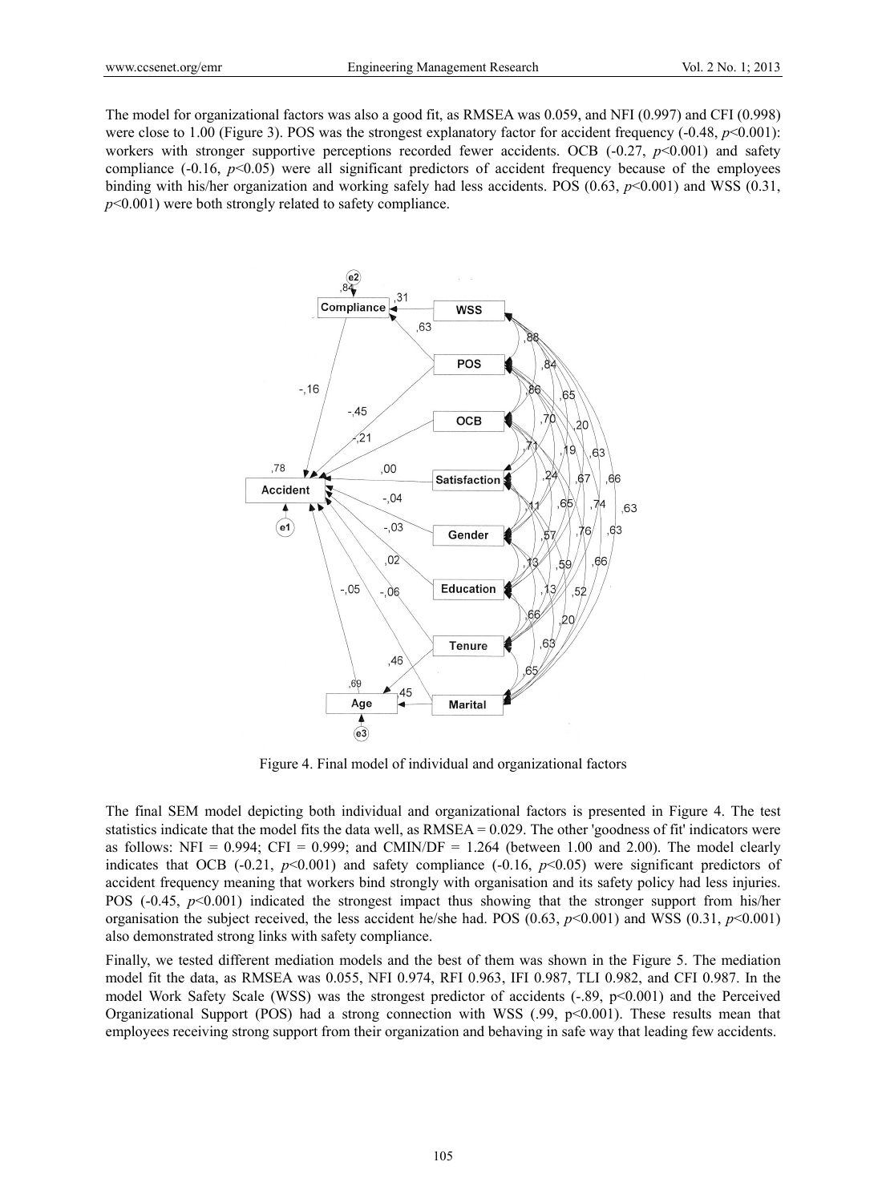The model for organizational factors was also a good fit, as RMSEA was 0.059, and NFI (0.997) and CFI (0.998) were close to 1.00 (Figure 3). POS was the strongest explanatory factor for accident frequency (-0.48, $p$<0.001): workers with stronger supportive perceptions recorded fewer accidents. OCB (-0.27, $p$<0.001) and safety compliance (-0.16, $p$<0.05) were all significant predictors of accident frequency because of the employees binding with his/her organization and working safely had less accidents. POS (0.63, $p$<0.001) and WSS (0.31, $p$<0.001) were both strongly related to safety compliance.

Figure 4. Final model of individual and organizational factors

The final SEM model depicting both individual and organizational factors is presented in Figure 4. The test statistics indicate that the model fits the data well, as RMSEA = 0.029. The other 'goodness of fit' indicators were as follows: NFI = 0.994; CFI = 0.999; and CMIN/DF = 1.264 (between 1.00 and 2.00). The model clearly indicates that OCB (-0.21, $p$<0.001) and safety compliance (-0.16, $p$<0.05) were significant predictors of accident frequency meaning that workers bind strongly with organisation and its safety policy had less injuries. POS (-0.45, $p$<0.001) indicated the strongest impact thus showing that the stronger support from his/her organisation the subject received, the less accident he/she had. POS (0.63, $p$<0.001) and WSS (0.31, $p$<0.001) also demonstrated strong links with safety compliance.

Finally, we tested different mediation models and the best of them was shown in the Figure 5. The mediation model fit the data, as RMSEA was 0.055, NFI 0.974, RFI 0.963, IFI 0.987, TLI 0.982, and CFI 0.987. In the model Work Safety Scale (WSS) was the strongest predictor of accidents (-.89, p<0.001) and the Perceived Organizational Support (POS) had a strong connection with WSS (.99, p<0.001). These results mean that employees receiving strong support from their organization and behaving in safe way that leading few accidents.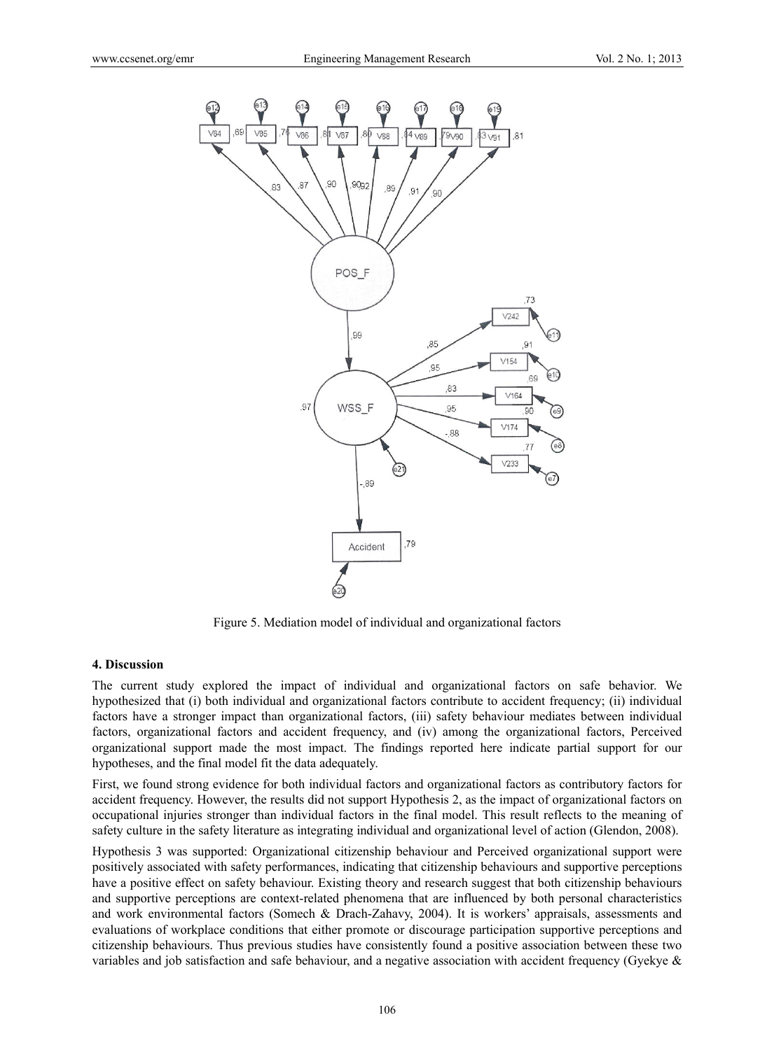Figure 5. Mediation model of individual and organizational factors

### 4. Discussion

The current study explored the impact of individual and organizational factors on safe behavior. We hypothesized that (i) both individual and organizational factors contribute to accident frequency; (ii) individual factors have a stronger impact than organizational factors, (iii) safety behaviour mediates between individual factors, organizational factors and accident frequency, and (iv) among the organizational factors, Perceived organizational support made the most impact. The findings reported here indicate partial support for our hypotheses, and the final model fit the data adequately.

First, we found strong evidence for both individual factors and organizational factors as contributory factors for accident frequency. However, the results did not support Hypothesis 2, as the impact of organizational factors on occupational injuries stronger than individual factors in the final model. This result reflects to the meaning of safety culture in the safety literature as integrating individual and organizational level of action (Glendon, 2008).

Hypothesis 3 was supported: Organizational citizenship behaviour and Perceived organizational support were positively associated with safety performances, indicating that citizenship behaviours and supportive perceptions have a positive effect on safety behaviour. Existing theory and research suggest that both citizenship behaviours and supportive perceptions are context-related phenomena that are influenced by both personal characteristics and work environmental factors (Somech & Drach-Zahavy, 2004). It is workers' appraisals, assessments and evaluations of workplace conditions that either promote or discourage participation supportive perceptions and citizenship behaviours. Thus previous studies have consistently found a positive association between these two variables and job satisfaction and safe behaviour, and a negative association with accident frequency (Gyekye &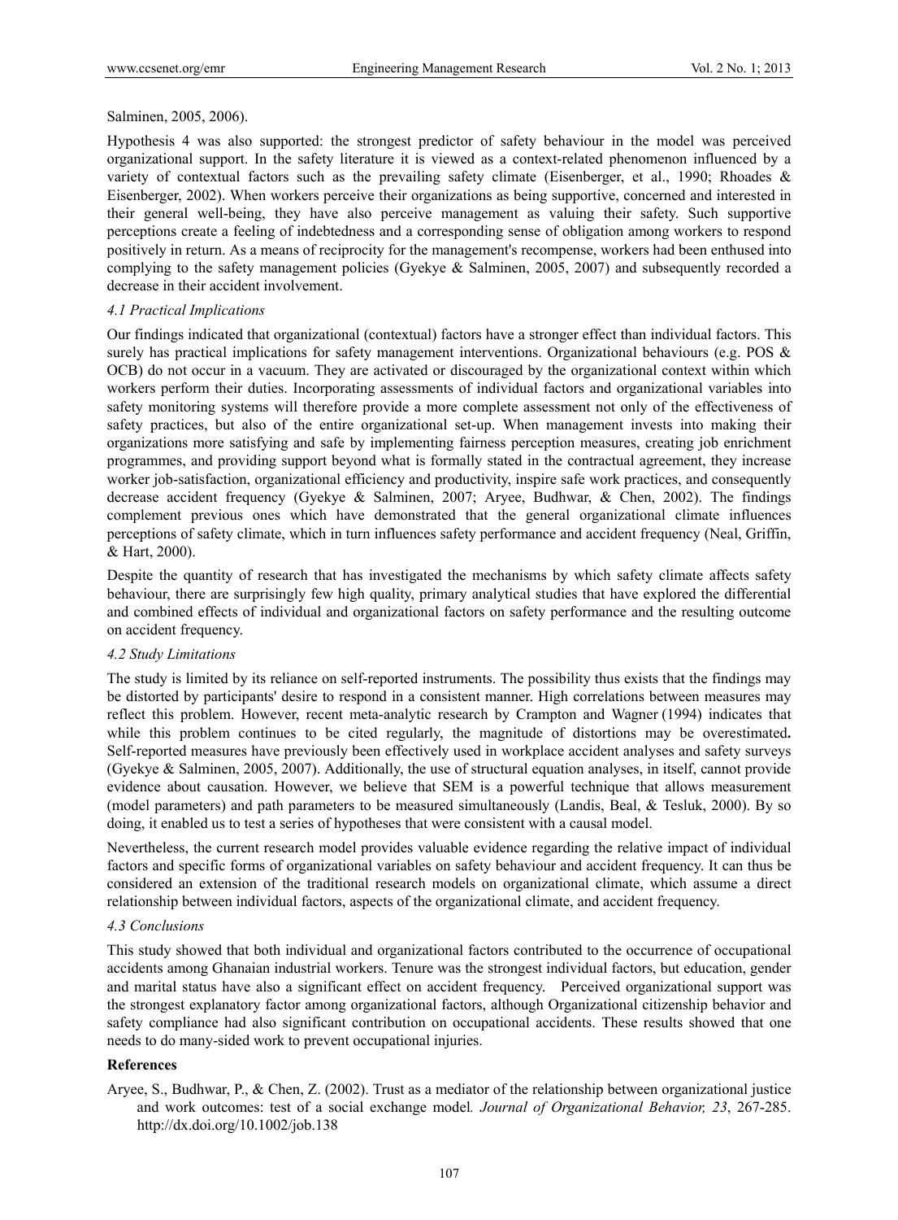Salminen, 2005, 2006).

Hypothesis 4 was also supported: the strongest predictor of safety behaviour in the model was perceived organizational support. In the safety literature it is viewed as a context-related phenomenon influenced by a variety of contextual factors such as the prevailing safety climate (Eisenberger, et al., 1990; Rhoades & Eisenberger, 2002). When workers perceive their organizations as being supportive, concerned and interested in their general well-being, they have also perceive management as valuing their safety. Such supportive perceptions create a feeling of indebtedness and a corresponding sense of obligation among workers to respond positively in return. As a means of reciprocity for the management's recompense, workers had been enthused into complying to the safety management policies (Gyekye & Salminen, 2005, 2007) and subsequently recorded a decrease in their accident involvement.

### *4.1 Practical Implications*

Our findings indicated that organizational (contextual) factors have a stronger effect than individual factors. This surely has practical implications for safety management interventions. Organizational behaviours (e.g. POS & OCB) do not occur in a vacuum. They are activated or discouraged by the organizational context within which workers perform their duties. Incorporating assessments of individual factors and organizational variables into safety monitoring systems will therefore provide a more complete assessment not only of the effectiveness of safety practices, but also of the entire organizational set-up. When management invests into making their organizations more satisfying and safe by implementing fairness perception measures, creating job enrichment programmes, and providing support beyond what is formally stated in the contractual agreement, they increase worker job-satisfaction, organizational efficiency and productivity, inspire safe work practices, and consequently decrease accident frequency (Gyekye & Salminen, 2007; Aryee, Budhwar, & Chen, 2002). The findings complement previous ones which have demonstrated that the general organizational climate influences perceptions of safety climate, which in turn influences safety performance and accident frequency (Neal, Griffin, & Hart, 2000).

Despite the quantity of research that has investigated the mechanisms by which safety climate affects safety behaviour, there are surprisingly few high quality, primary analytical studies that have explored the differential and combined effects of individual and organizational factors on safety performance and the resulting outcome on accident frequency.

### *4.2 Study Limitations*

The study is limited by its reliance on self-reported instruments. The possibility thus exists that the findings may be distorted by participants' desire to respond in a consistent manner. High correlations between measures may reflect this problem. However, recent meta-analytic research by Crampton and Wagner (1994) indicates that while this problem continues to be cited regularly, the magnitude of distortions may be overestimated**.** Self-reported measures have previously been effectively used in workplace accident analyses and safety surveys (Gyekye & Salminen, 2005, 2007). Additionally, the use of structural equation analyses, in itself, cannot provide evidence about causation. However, we believe that SEM is a powerful technique that allows measurement (model parameters) and path parameters to be measured simultaneously (Landis, Beal, & Tesluk, 2000). By so doing, it enabled us to test a series of hypotheses that were consistent with a causal model.

Nevertheless, the current research model provides valuable evidence regarding the relative impact of individual factors and specific forms of organizational variables on safety behaviour and accident frequency. It can thus be considered an extension of the traditional research models on organizational climate, which assume a direct relationship between individual factors, aspects of the organizational climate, and accident frequency.

### *4.3 Conclusions*

This study showed that both individual and organizational factors contributed to the occurrence of occupational accidents among Ghanaian industrial workers. Tenure was the strongest individual factors, but education, gender and marital status have also a significant effect on accident frequency. Perceived organizational support was the strongest explanatory factor among organizational factors, although Organizational citizenship behavior and safety compliance had also significant contribution on occupational accidents. These results showed that one needs to do many-sided work to prevent occupational injuries.

## **References**

Aryee, S., Budhwar, P., & Chen, Z. (2002). Trust as a mediator of the relationship between organizational justice and work outcomes: test of a social exchange model*. Journal of Organizational Behavior, 23*, 267-285. http://dx.doi.org/10.1002/job.138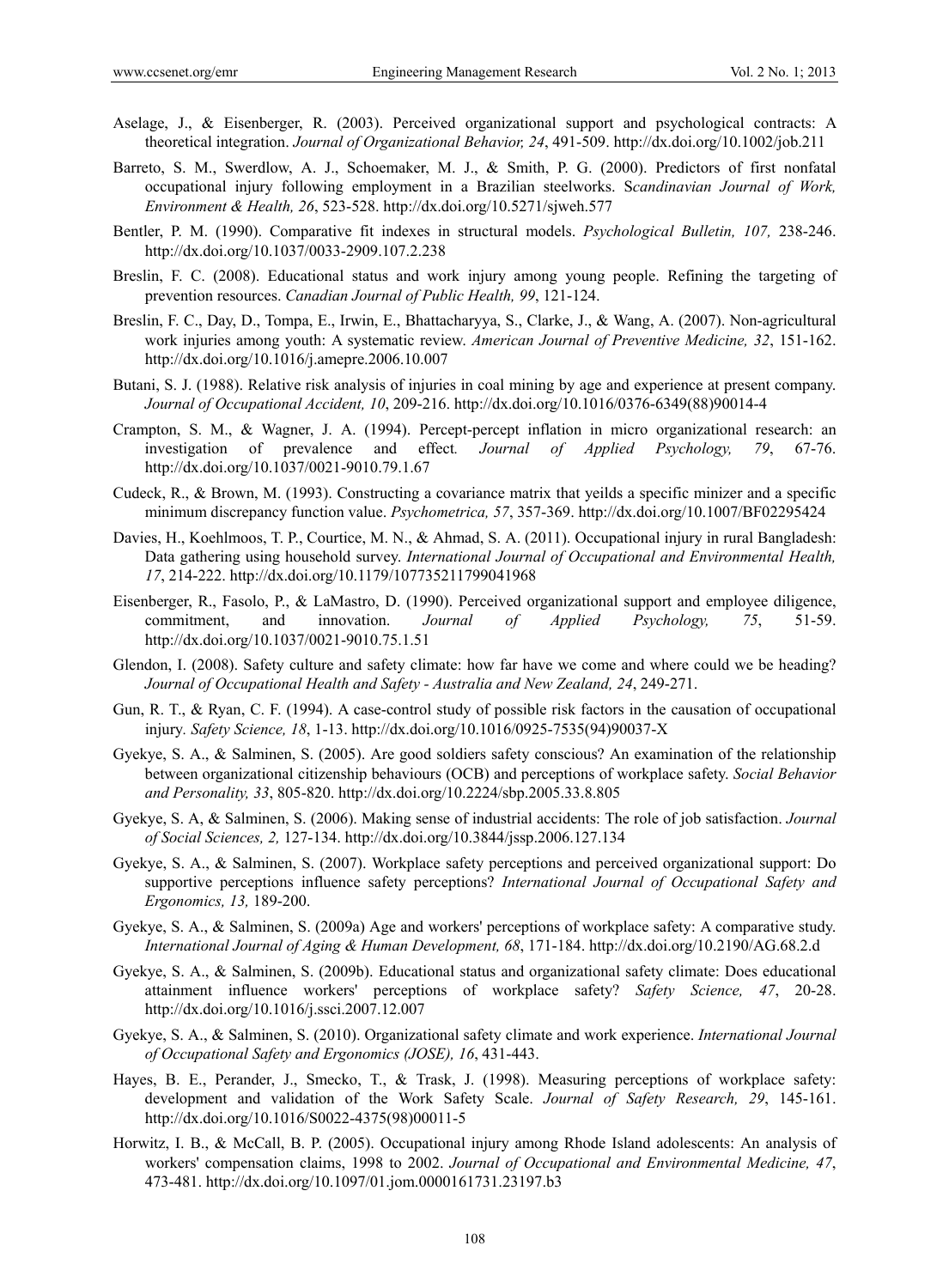Aselage, J., & Eisenberger, R. (2003). Perceived organizational support and psychological contracts: A theoretical integration. *Journal of Organizational Behavior, 24*, 491-509. http://dx.doi.org/10.1002/job.211

Barreto, S. M., Swerdlow, A. J., Schoemaker, M. J., & Smith, P. G. (2000). Predictors of first nonfatal occupational injury following employment in a Brazilian steelworks. S*candinavian Journal of Work, Environment & Health, 26*, 523-528. http://dx.doi.org/10.5271/sjweh.577

Bentler, P. M. (1990). Comparative fit indexes in structural models. *Psychological Bulletin, 107,* 238-246. http://dx.doi.org/10.1037/0033-2909.107.2.238

Breslin, F. C. (2008). Educational status and work injury among young people. Refining the targeting of prevention resources. *Canadian Journal of Public Health, 99*, 121-124.

Breslin, F. C., Day, D., Tompa, E., Irwin, E., Bhattacharyya, S., Clarke, J., & Wang, A. (2007). Non-agricultural work injuries among youth: A systematic review. *American Journal of Preventive Medicine, 32*, 151-162. http://dx.doi.org/10.1016/j.amepre.2006.10.007

Butani, S. J. (1988). Relative risk analysis of injuries in coal mining by age and experience at present company. *Journal of Occupational Accident, 10*, 209-216. http://dx.doi.org/10.1016/0376-6349(88)90014-4

Crampton, S. M., & Wagner, J. A. (1994). Percept-percept inflation in micro organizational research: an investigation of prevalence and effect*. Journal of Applied Psychology, 79*, 67-76. http://dx.doi.org/10.1037/0021-9010.79.1.67

Cudeck, R., & Brown, M. (1993). Constructing a covariance matrix that yeilds a specific minizer and a specific minimum discrepancy function value. *Psychometrica, 57*, 357-369. http://dx.doi.org/10.1007/BF02295424

Davies, H., Koehlmoos, T. P., Courtice, M. N., & Ahmad, S. A. (2011). Occupational injury in rural Bangladesh: Data gathering using household survey. *International Journal of Occupational and Environmental Health, 17*, 214-222. http://dx.doi.org/10.1179/107735211799041968

Eisenberger, R., Fasolo, P., & LaMastro, D. (1990). Perceived organizational support and employee diligence, commitment, and innovation. *Journal of Applied Psychology, 75*, 51-59. http://dx.doi.org/10.1037/0021-9010.75.1.51

Glendon, I. (2008). Safety culture and safety climate: how far have we come and where could we be heading? *Journal of Occupational Health and Safety - Australia and New Zealand, 24*, 249-271.

Gun, R. T., & Ryan, C. F. (1994). A case-control study of possible risk factors in the causation of occupational injury*. Safety Science, 18*, 1-13. http://dx.doi.org/10.1016/0925-7535(94)90037-X

Gyekye, S. A., & Salminen, S. (2005). Are good soldiers safety conscious? An examination of the relationship between organizational citizenship behaviours (OCB) and perceptions of workplace safety. *Social Behavior and Personality, 33*, 805-820. http://dx.doi.org/10.2224/sbp.2005.33.8.805

Gyekye, S. A, & Salminen, S. (2006). Making sense of industrial accidents: The role of job satisfaction. *Journal of Social Sciences, 2,* 127-134. http://dx.doi.org/10.3844/jssp.2006.127.134

Gyekye, S. A., & Salminen, S. (2007). Workplace safety perceptions and perceived organizational support: Do supportive perceptions influence safety perceptions? *International Journal of Occupational Safety and Ergonomics, 13,* 189-200.

Gyekye, S. A., & Salminen, S. (2009a) Age and workers' perceptions of workplace safety: A comparative study. *International Journal of Aging & Human Development, 68*, 171-184. http://dx.doi.org/10.2190/AG.68.2.d

Gyekye, S. A., & Salminen, S. (2009b). Educational status and organizational safety climate: Does educational attainment influence workers' perceptions of workplace safety? *Safety Science, 47*, 20-28. http://dx.doi.org/10.1016/j.ssci.2007.12.007

Gyekye, S. A., & Salminen, S. (2010). Organizational safety climate and work experience. *International Journal of Occupational Safety and Ergonomics (JOSE), 16*, 431-443.

Hayes, B. E., Perander, J., Smecko, T., & Trask, J. (1998). Measuring perceptions of workplace safety: development and validation of the Work Safety Scale. *Journal of Safety Research, 29*, 145-161. http://dx.doi.org/10.1016/S0022-4375(98)00011-5

Horwitz, I. B., & McCall, B. P. (2005). Occupational injury among Rhode Island adolescents: An analysis of workers' compensation claims, 1998 to 2002. *Journal of Occupational and Environmental Medicine, 47*, 473-481. http://dx.doi.org/10.1097/01.jom.0000161731.23197.b3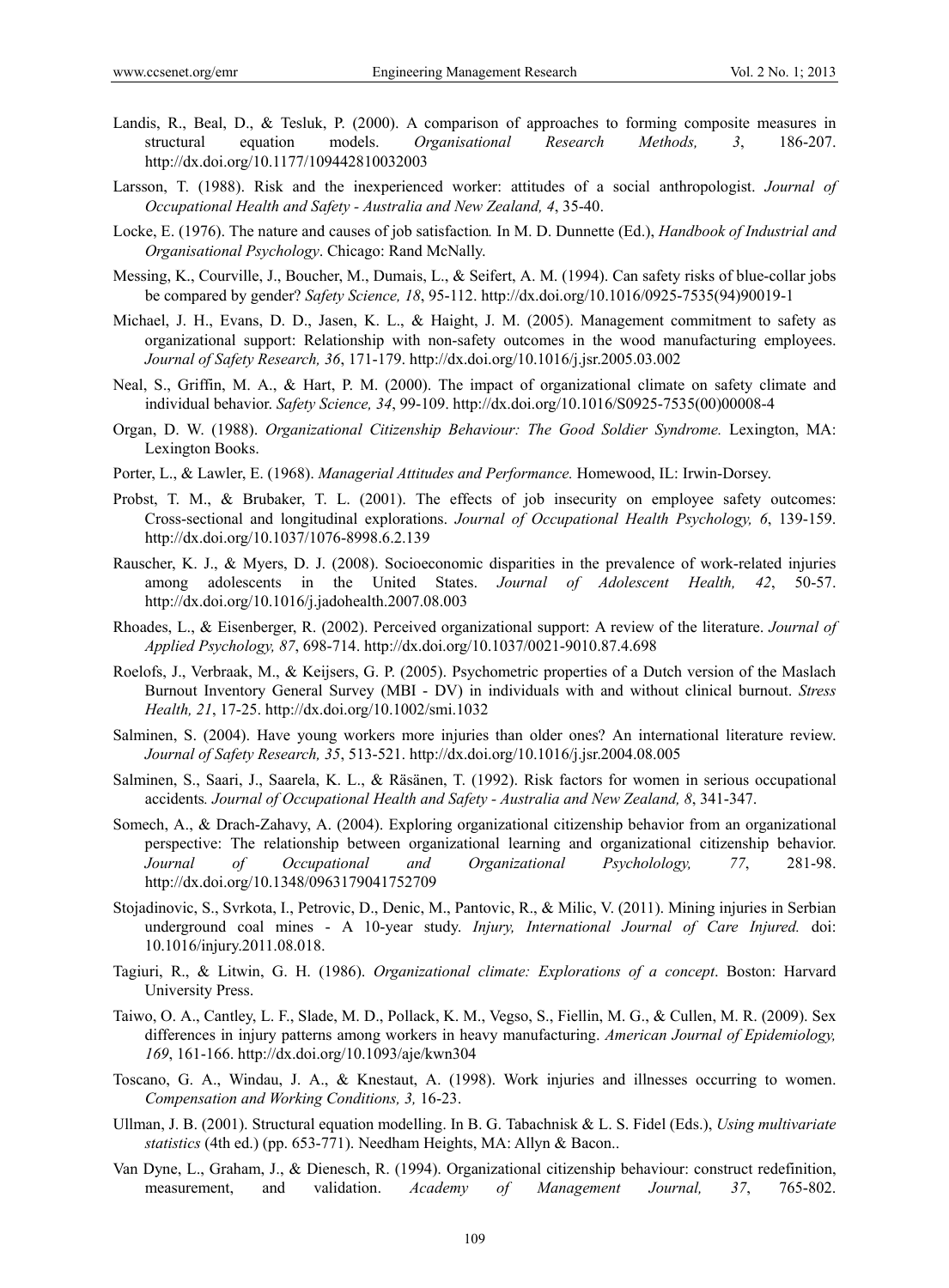Landis, R., Beal, D., & Tesluk, P. (2000). A comparison of approaches to forming composite measures in structural equation models. *Organisational Research Methods, 3*, 186-207. http://dx.doi.org/10.1177/109442810032003

Larsson, T. (1988). Risk and the inexperienced worker: attitudes of a social anthropologist. *Journal of Occupational Health and Safety - Australia and New Zealand, 4*, 35-40.

Locke, E. (1976). The nature and causes of job satisfaction*.* In M. D. Dunnette (Ed.), *Handbook of Industrial and Organisational Psychology*. Chicago: Rand McNally.

Messing, K., Courville, J., Boucher, M., Dumais, L., & Seifert, A. M. (1994). Can safety risks of blue-collar jobs be compared by gender? *Safety Science, 18*, 95-112. http://dx.doi.org/10.1016/0925-7535(94)90019-1

Michael, J. H., Evans, D. D., Jasen, K. L., & Haight, J. M. (2005). Management commitment to safety as organizational support: Relationship with non-safety outcomes in the wood manufacturing employees. *Journal of Safety Research, 36*, 171-179. http://dx.doi.org/10.1016/j.jsr.2005.03.002

Neal, S., Griffin, M. A., & Hart, P. M. (2000). The impact of organizational climate on safety climate and individual behavior. *Safety Science, 34*, 99-109. http://dx.doi.org/10.1016/S0925-7535(00)00008-4

Organ, D. W. (1988). *Organizational Citizenship Behaviour: The Good Soldier Syndrome.* Lexington, MA: Lexington Books.

Porter, L., & Lawler, E. (1968). *Managerial Attitudes and Performance.* Homewood, IL: Irwin-Dorsey.

Probst, T. M., & Brubaker, T. L. (2001). The effects of job insecurity on employee safety outcomes: Cross-sectional and longitudinal explorations. *Journal of Occupational Health Psychology, 6*, 139-159. http://dx.doi.org/10.1037/1076-8998.6.2.139

Rauscher, K. J., & Myers, D. J. (2008). Socioeconomic disparities in the prevalence of work-related injuries among adolescents in the United States. *Journal of Adolescent Health, 42*, 50-57. http://dx.doi.org/10.1016/j.jadohealth.2007.08.003

Rhoades, L., & Eisenberger, R. (2002). Perceived organizational support: A review of the literature. *Journal of Applied Psychology, 87*, 698-714. http://dx.doi.org/10.1037/0021-9010.87.4.698

Roelofs, J., Verbraak, M., & Keijsers, G. P. (2005). Psychometric properties of a Dutch version of the Maslach Burnout Inventory General Survey (MBI - DV) in individuals with and without clinical burnout. *Stress Health, 21*, 17-25. http://dx.doi.org/10.1002/smi.1032

Salminen, S. (2004). Have young workers more injuries than older ones? An international literature review. *Journal of Safety Research, 35*, 513-521. http://dx.doi.org/10.1016/j.jsr.2004.08.005

Salminen, S., Saari, J., Saarela, K. L., & Räsänen, T. (1992). Risk factors for women in serious occupational accidents*. Journal of Occupational Health and Safety - Australia and New Zealand, 8*, 341-347.

Somech, A., & Drach-Zahavy, A. (2004). Exploring organizational citizenship behavior from an organizational perspective: The relationship between organizational learning and organizational citizenship behavior. *Journal of Occupational and Organizational Psycholology, 77*, 281-98. http://dx.doi.org/10.1348/0963179041752709

Stojadinovic, S., Svrkota, I., Petrovic, D., Denic, M., Pantovic, R., & Milic, V. (2011). Mining injuries in Serbian underground coal mines - A 10-year study. *Injury, International Journal of Care Injured.* doi: 10.1016/injury.2011.08.018.

Tagiuri, R., & Litwin, G. H. (1986). *Organizational climate: Explorations of a concept*. Boston: Harvard University Press.

Taiwo, O. A., Cantley, L. F., Slade, M. D., Pollack, K. M., Vegso, S., Fiellin, M. G., & Cullen, M. R. (2009). Sex differences in injury patterns among workers in heavy manufacturing. *American Journal of Epidemiology, 169*, 161-166. http://dx.doi.org/10.1093/aje/kwn304

Toscano, G. A., Windau, J. A., & Knestaut, A. (1998). Work injuries and illnesses occurring to women. *Compensation and Working Conditions, 3,* 16-23.

Ullman, J. B. (2001). Structural equation modelling. In B. G. Tabachnisk & L. S. Fidel (Eds.), *Using multivariate statistics* (4th ed.) (pp. 653-771). Needham Heights, MA: Allyn & Bacon..

Van Dyne, L., Graham, J., & Dienesch, R. (1994). Organizational citizenship behaviour: construct redefinition, measurement, and validation. *Academy of Management Journal, 37*, 765-802.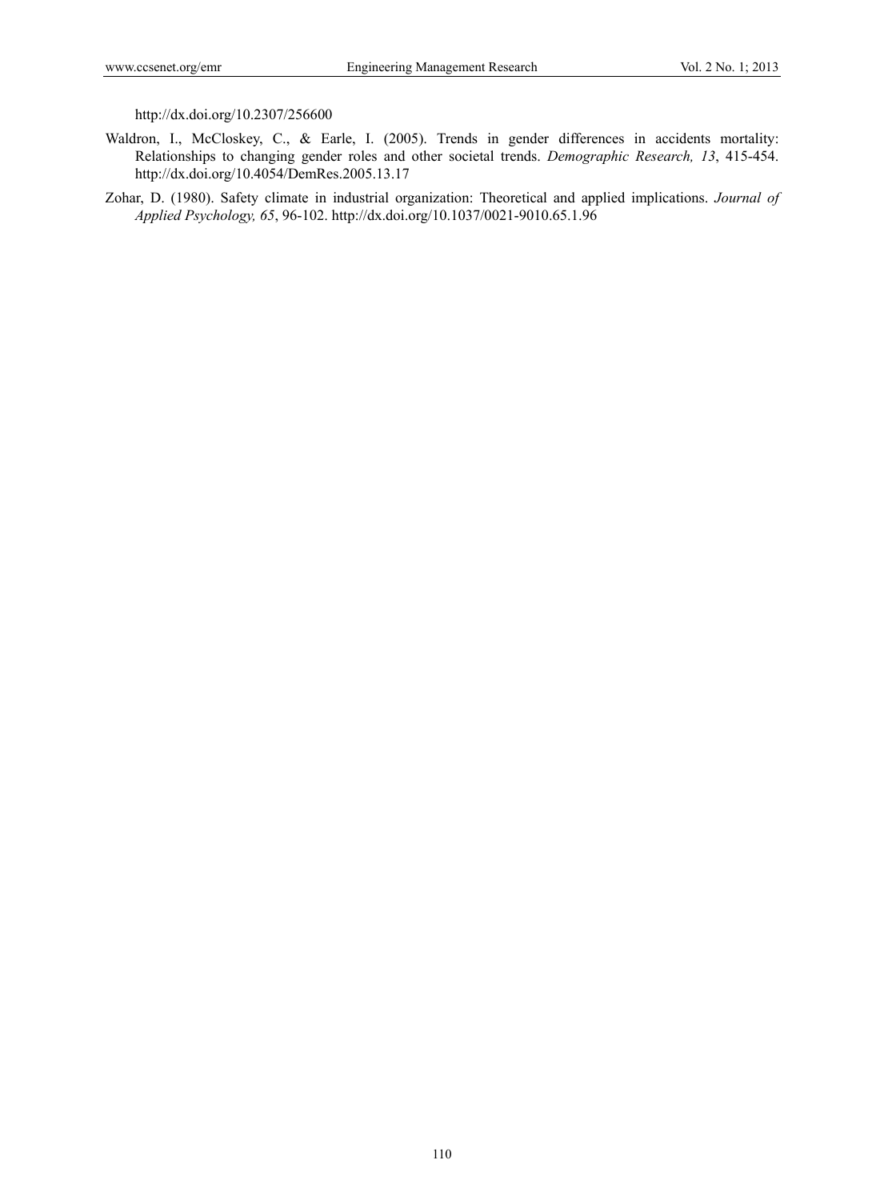http://dx.doi.org/10.2307/256600

Waldron, I., McCloskey, C., & Earle, I. (2005). Trends in gender differences in accidents mortality: Relationships to changing gender roles and other societal trends. *Demographic Research, 13*, 415-454. http://dx.doi.org/10.4054/DemRes.2005.13.17

Zohar, D. (1980). Safety climate in industrial organization: Theoretical and applied implications. *Journal of Applied Psychology, 65*, 96-102. http://dx.doi.org/10.1037/0021-9010.65.1.96